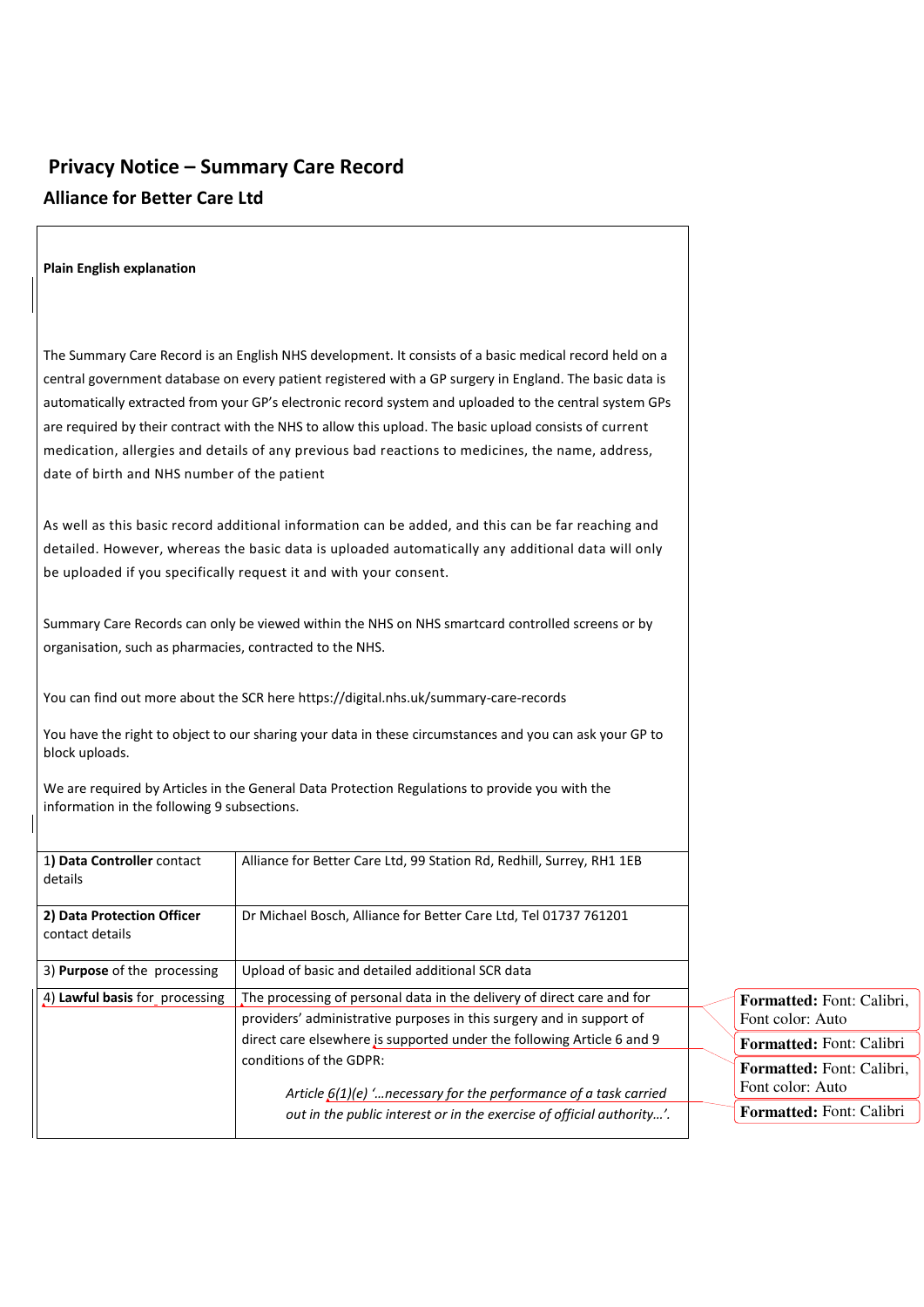# Privacy Notice – Summary Care Record

## Alliance for Better Care Ltd

**Plain English explanation**

The Summary Care Record is an English NHS development. It consists of a basic medical record held on a central government database on every patient registered with a GP surgery in England. The basic data is automatically extracted from your GP's electronic record system and uploaded to the central system GPs are required by their contract with the NHS to allow this upload. The basic upload consists of current medication, allergies and details of any previous bad reactions to medicines, the name, address, date of birth and NHS number of the patient

As well as this basic record additional information can be added, and this can be far reaching and detailed. However, whereas the basic data is uploaded automatically any additional data will only be uploaded if you specifically request it and with your consent.

Summary Care Records can only be viewed within the NHS on NHS smartcard controlled screens or by organisation, such as pharmacies, contracted to the NHS.

You can find out more about the SCR here https://digital.nhs.uk/summary-care-records

You have the right to object to our sharing your data in these circumstances and you can ask your GP to block uploads.

We are required by Articles in the General Data Protection Regulations to provide you with the information in the following 9 subsections.

| | |
|---|---|
| 1) **Data Controller** contact details | Alliance for Better Care Ltd, 99 Station Rd, Redhill, Surrey, RH1 1EB |
| 2) **Data Protection Officer** contact details | Dr Michael Bosch, Alliance for Better Care Ltd, Tel 01737 761201 |
| 3) **Purpose** of the processing | Upload of basic and detailed additional SCR data |
| 4) **Lawful basis** for processing | The processing of personal data in the delivery of direct care and for providers' administrative purposes in this surgery and in support of direct care elsewhere is supported under the following Article 6 and 9 conditions of the GDPR:<br><br>*Article 6(1)(e) '…necessary for the performance of a task carried out in the public interest or in the exercise of official authority…'.* |

**Formatted:** Font: Calibri, Font color: Auto

**Formatted:** Font: Calibri

**Formatted:** Font: Calibri, Font color: Auto

**Formatted:** Font: Calibri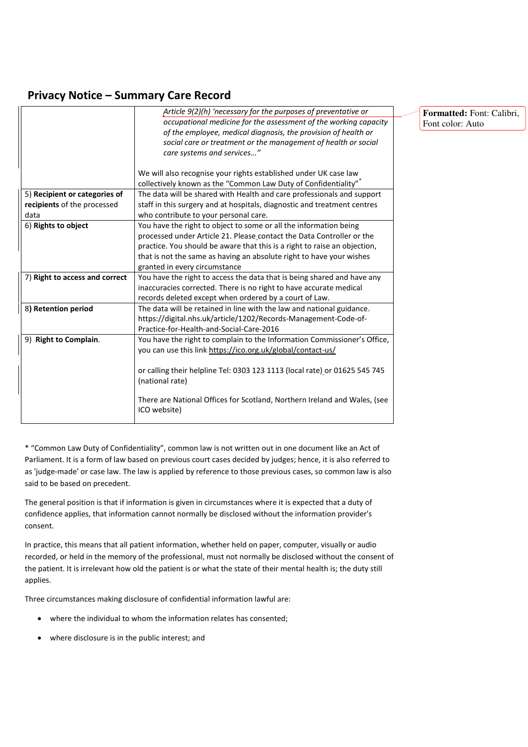## Privacy Notice – Summary Care Record

| | |
|---|---|
| | *Article 9(2)(h) 'necessary for the purposes of preventative or occupational medicine for the assessment of the working capacity of the employee, medical diagnosis, the provision of health or social care or treatment or the management of health or social care systems and services..."*<br><br>We will also recognise your rights established under UK case law collectively known as the "Common Law Duty of Confidentiality"* |
| 5) **Recipient or categories of recipients** of the processed data | The data will be shared with Health and care professionals and support staff in this surgery and at hospitals, diagnostic and treatment centres who contribute to your personal care. |
| 6) **Rights to object** | You have the right to object to some or all the information being processed under Article 21. Please contact the Data Controller or the practice. You should be aware that this is a right to raise an objection, that is not the same as having an absolute right to have your wishes granted in every circumstance |
| 7) **Right to access and correct** | You have the right to access the data that is being shared and have any inaccuracies corrected. There is no right to have accurate medical records deleted except when ordered by a court of Law. |
| 8**) Retention period** | The data will be retained in line with the law and national guidance. https://digital.nhs.uk/article/1202/Records-Management-Code-of-Practice-for-Health-and-Social-Care-2016 |
| 9) **Right to Complain**. | You have the right to complain to the Information Commissioner's Office, you can use this link https://ico.org.uk/global/contact-us/<br><br>or calling their helpline Tel: 0303 123 1113 (local rate) or 01625 545 745 (national rate)<br><br>There are National Offices for Scotland, Northern Ireland and Wales, (see ICO website) |

* "Common Law Duty of Confidentiality", common law is not written out in one document like an Act of Parliament. It is a form of law based on previous court cases decided by judges; hence, it is also referred to as 'judge-made' or case law. The law is applied by reference to those previous cases, so common law is also said to be based on precedent.

The general position is that if information is given in circumstances where it is expected that a duty of confidence applies, that information cannot normally be disclosed without the information provider's consent.

In practice, this means that all patient information, whether held on paper, computer, visually or audio recorded, or held in the memory of the professional, must not normally be disclosed without the consent of the patient. It is irrelevant how old the patient is or what the state of their mental health is; the duty still applies.

Three circumstances making disclosure of confidential information lawful are:

- where the individual to whom the information relates has consented;
- where disclosure is in the public interest; and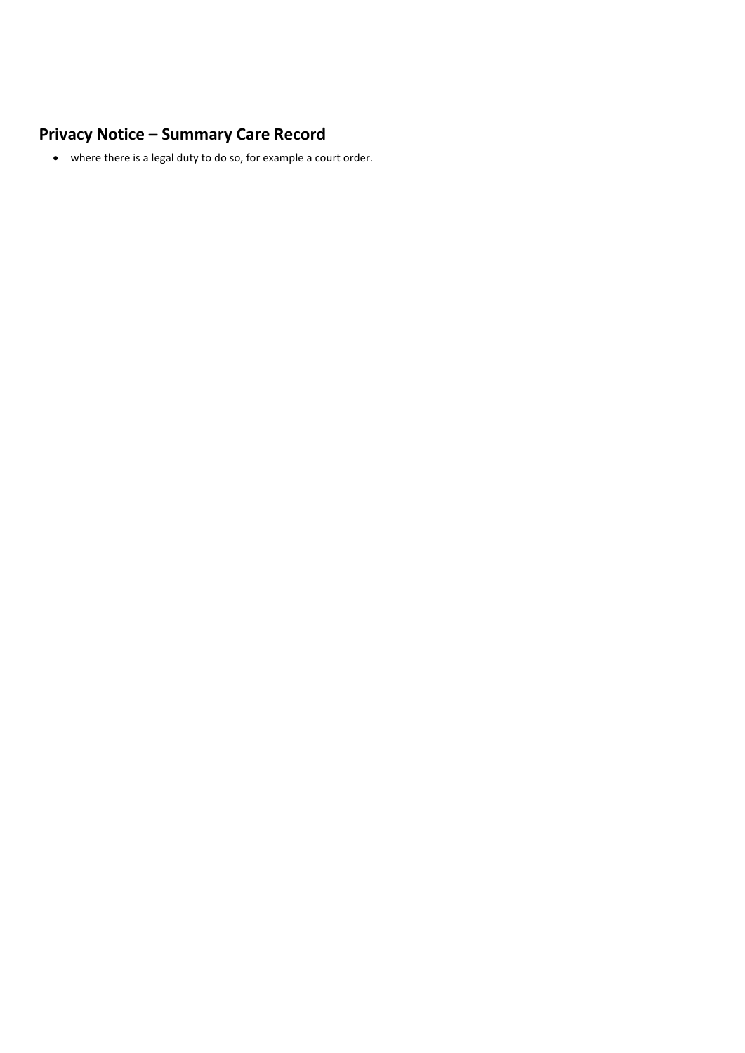## Privacy Notice – Summary Care Record

- where there is a legal duty to do so, for example a court order.